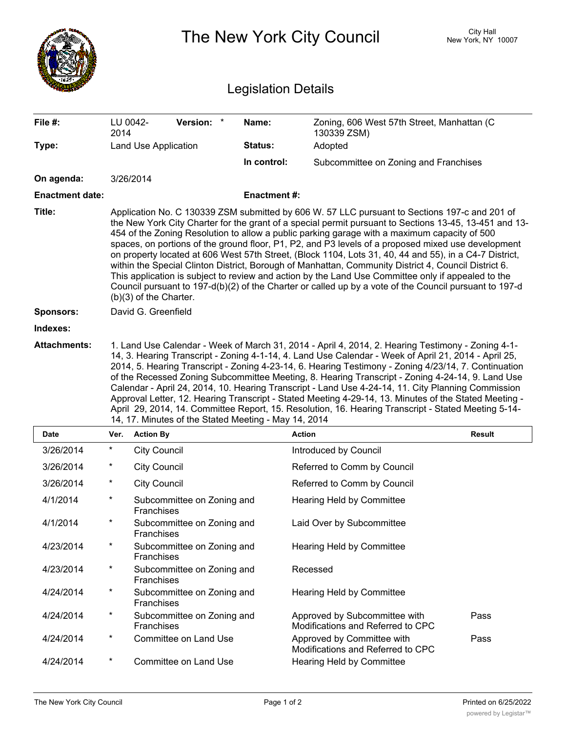# The New York City Council

City Hall
New York, NY 10007

## Legislation Details

| | | | |
|---|---|---|---|
| **File #:** | LU 0042-2014 **Version:** * | **Name:** | Zoning, 606 West 57th Street, Manhattan (C 130339 ZSM) |
| **Type:** | Land Use Application | **Status:** | Adopted |
| | | **In control:** | Subcommittee on Zoning and Franchises |
| **On agenda:** | 3/26/2014 | | |
| **Enactment date:** | | **Enactment #:** | |

**Title:** Application No. C 130339 ZSM submitted by 606 W. 57 LLC pursuant to Sections 197-c and 201 of the New York City Charter for the grant of a special permit pursuant to Sections 13-45, 13-451 and 13-454 of the Zoning Resolution to allow a public parking garage with a maximum capacity of 500 spaces, on portions of the ground floor, P1, P2, and P3 levels of a proposed mixed use development on property located at 606 West 57th Street, (Block 1104, Lots 31, 40, 44 and 55), in a C4-7 District, within the Special Clinton District, Borough of Manhattan, Community District 4, Council District 6. This application is subject to review and action by the Land Use Committee only if appealed to the Council pursuant to 197-d(b)(2) of the Charter or called up by a vote of the Council pursuant to 197-d (b)(3) of the Charter.

**Sponsors:** David G. Greenfield

**Indexes:**

**Attachments:** 1. Land Use Calendar - Week of March 31, 2014 - April 4, 2014, 2. Hearing Testimony - Zoning 4-1-14, 3. Hearing Transcript - Zoning 4-1-14, 4. Land Use Calendar - Week of April 21, 2014 - April 25, 2014, 5. Hearing Transcript - Zoning 4-23-14, 6. Hearing Testimony - Zoning 4/23/14, 7. Continuation of the Recessed Zoning Subcommittee Meeting, 8. Hearing Transcript - Zoning 4-24-14, 9. Land Use Calendar - April 24, 2014, 10. Hearing Transcript - Land Use 4-24-14, 11. City Planning Commission Approval Letter, 12. Hearing Transcript - Stated Meeting 4-29-14, 13. Minutes of the Stated Meeting - April 29, 2014, 14. Committee Report, 15. Resolution, 16. Hearing Transcript - Stated Meeting 5-14-14, 17. Minutes of the Stated Meeting - May 14, 2014

| Date | Ver. | Action By | Action | Result |
|---|---|---|---|---|
| 3/26/2014 | * | City Council | Introduced by Council | |
| 3/26/2014 | * | City Council | Referred to Comm by Council | |
| 3/26/2014 | * | City Council | Referred to Comm by Council | |
| 4/1/2014 | * | Subcommittee on Zoning and Franchises | Hearing Held by Committee | |
| 4/1/2014 | * | Subcommittee on Zoning and Franchises | Laid Over by Subcommittee | |
| 4/23/2014 | * | Subcommittee on Zoning and Franchises | Hearing Held by Committee | |
| 4/23/2014 | * | Subcommittee on Zoning and Franchises | Recessed | |
| 4/24/2014 | * | Subcommittee on Zoning and Franchises | Hearing Held by Committee | |
| 4/24/2014 | * | Subcommittee on Zoning and Franchises | Approved by Subcommittee with Modifications and Referred to CPC | Pass |
| 4/24/2014 | * | Committee on Land Use | Approved by Committee with Modifications and Referred to CPC | Pass |
| 4/24/2014 | * | Committee on Land Use | Hearing Held by Committee | |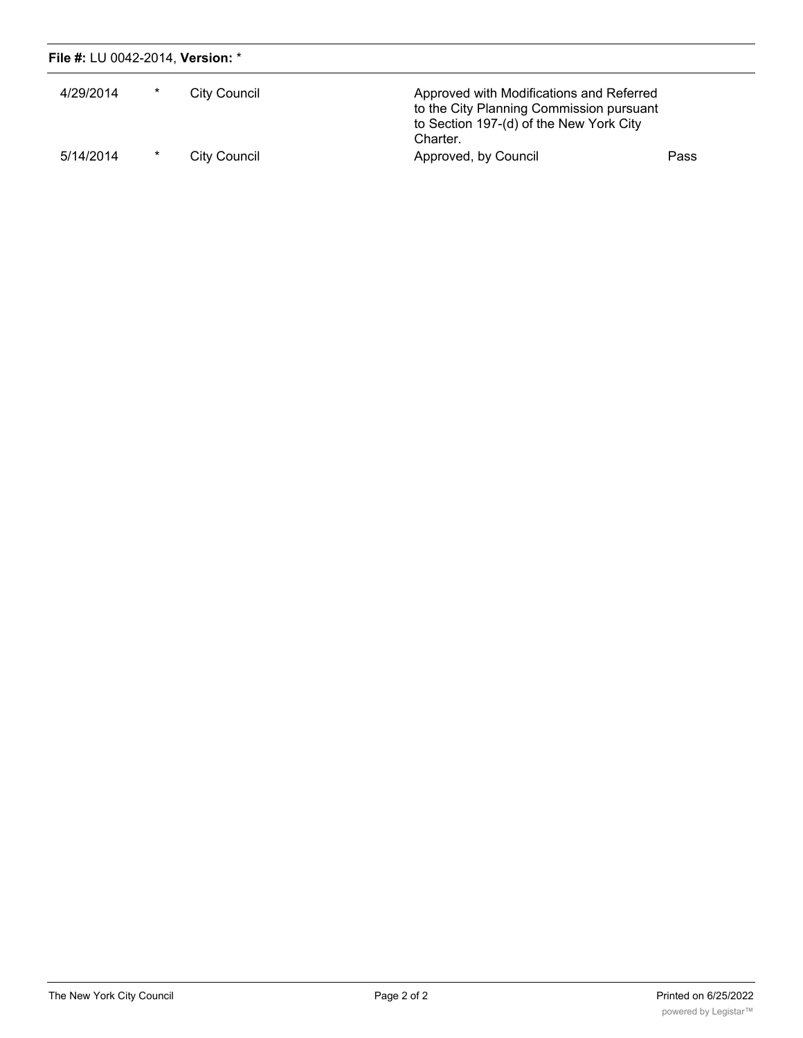**File #:** LU 0042-2014, **Version:** *

| | | | | |
|---|---|---|---|---|
| 4/29/2014 | * | City Council | Approved with Modifications and Referred to the City Planning Commission pursuant to Section 197-(d) of the New York City Charter. | |
| 5/14/2014 | * | City Council | Approved, by Council | Pass |